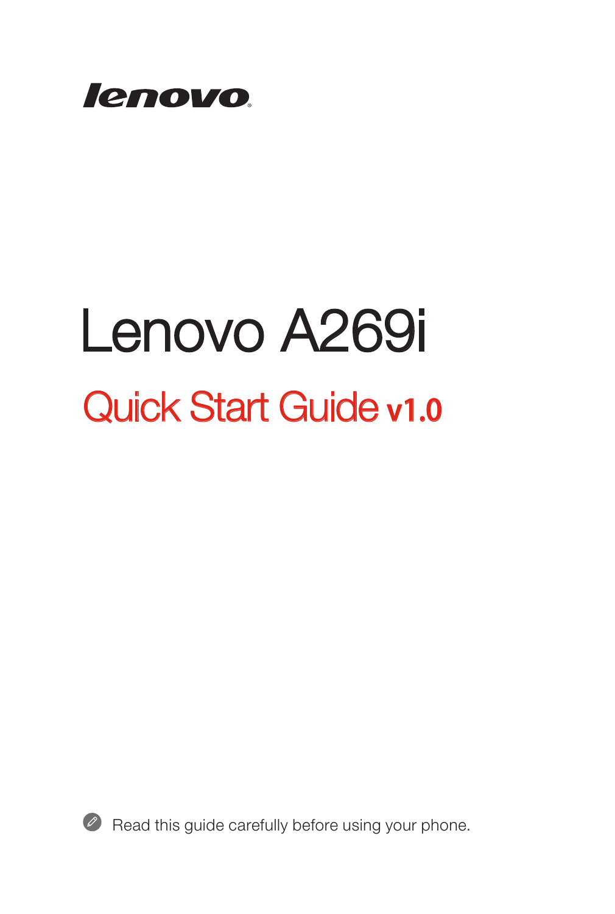lenovo

# Lenovo A269i

## Quick Start Guide v1.0

Read this guide carefully before using your phone.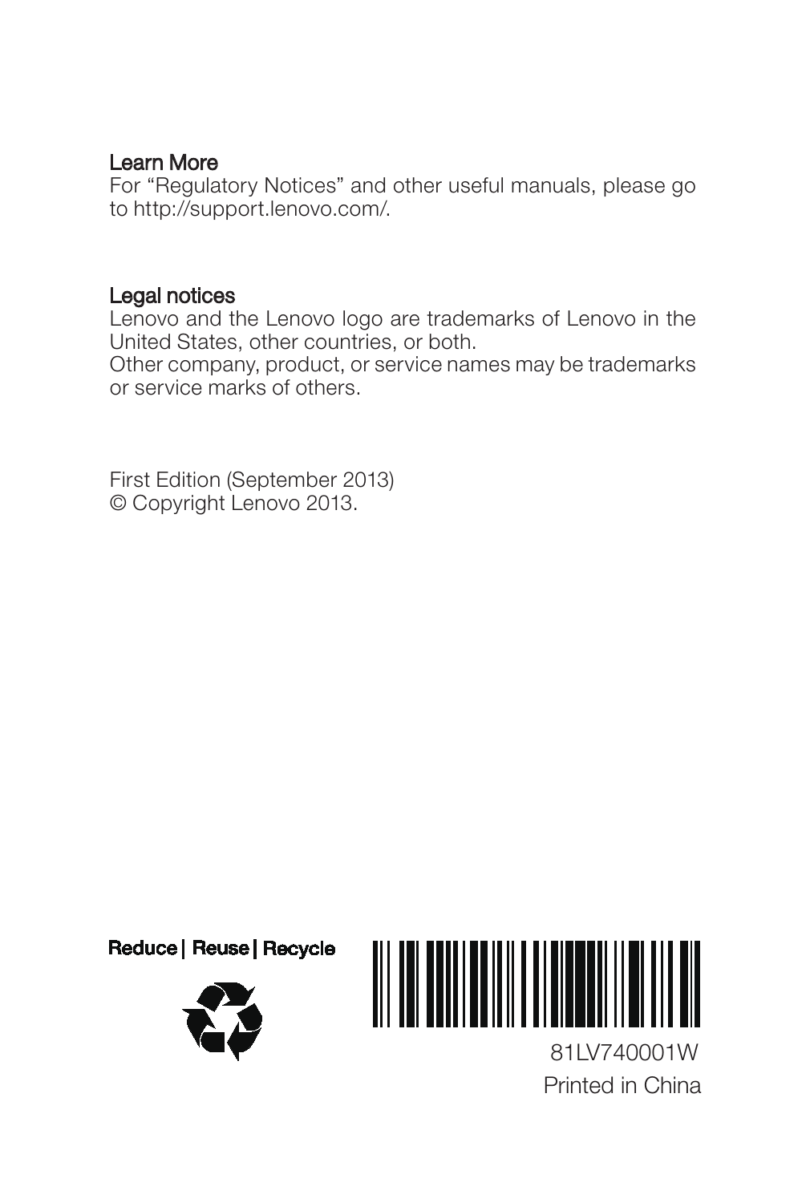## Learn More

For “Regulatory Notices” and other useful manuals, please go to http://support.lenovo.com/.

## Legal notices

Lenovo and the Lenovo logo are trademarks of Lenovo in the United States, other countries, or both.
Other company, product, or service names may be trademarks or service marks of others.

First Edition (September 2013)
© Copyright Lenovo 2013.

**Reduce | Reuse | Recycle**

81LV740001W

Printed in China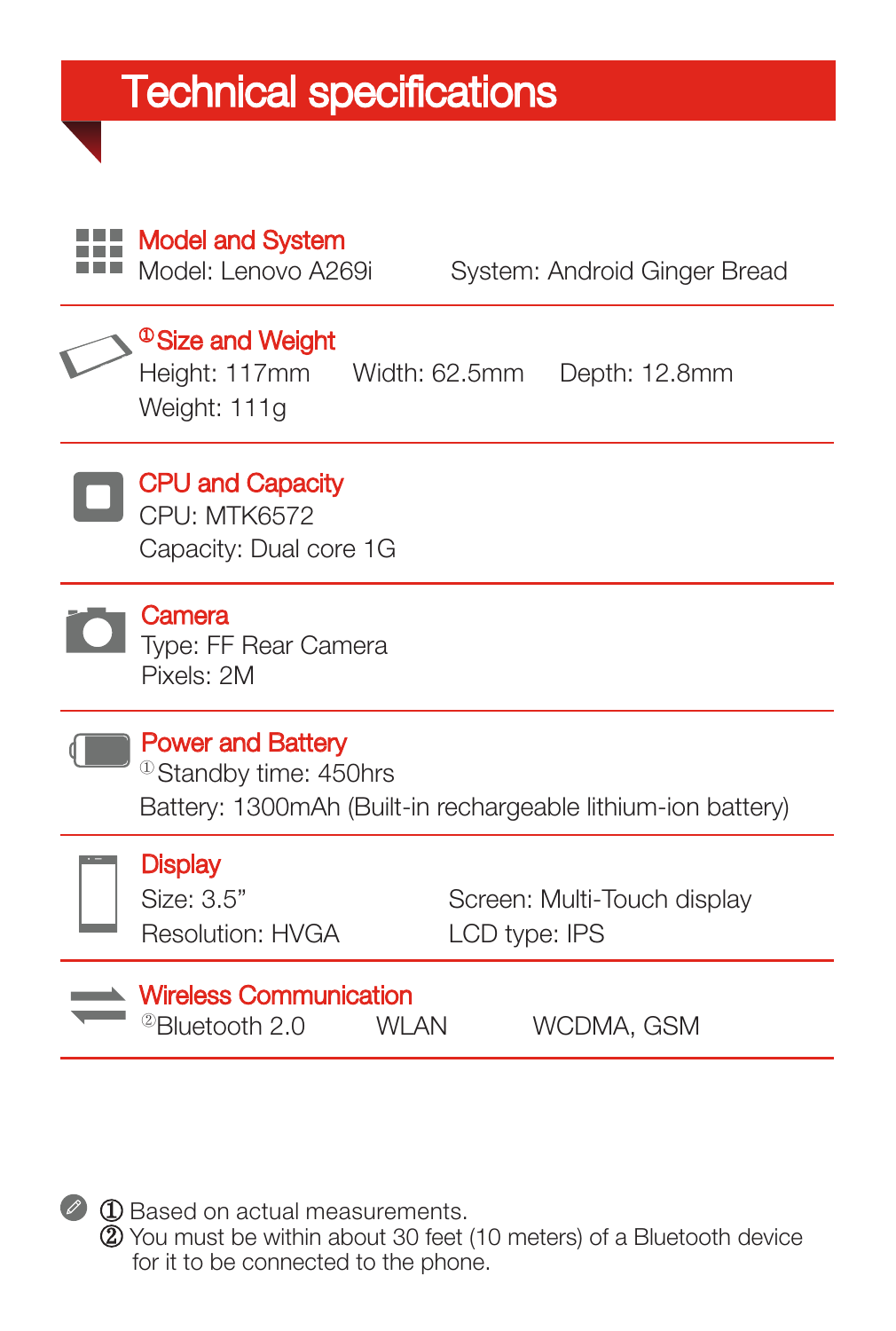# Technical specifications

### Model and System

Model: Lenovo A269i  System: Android Ginger Bread

### [1] Size and Weight

Height: 117mm  Width: 62.5mm  Depth: 12.8mm

Weight: 111g

### CPU and Capacity

CPU: MTK6572

Capacity: Dual core 1G

### Camera

Type: FF Rear Camera

Pixels: 2M

### Power and Battery

[1] Standby time: 450hrs

Battery: 1300mAh (Built-in rechargeable lithium-ion battery)

### Display

Size: 3.5”  Screen: Multi-Touch display

Resolution: HVGA  LCD type: IPS

### Wireless Communication

[2] Bluetooth 2.0  WLAN  WCDMA, GSM

① Based on actual measurements.

② You must be within about 30 feet (10 meters) of a Bluetooth device for it to be connected to the phone.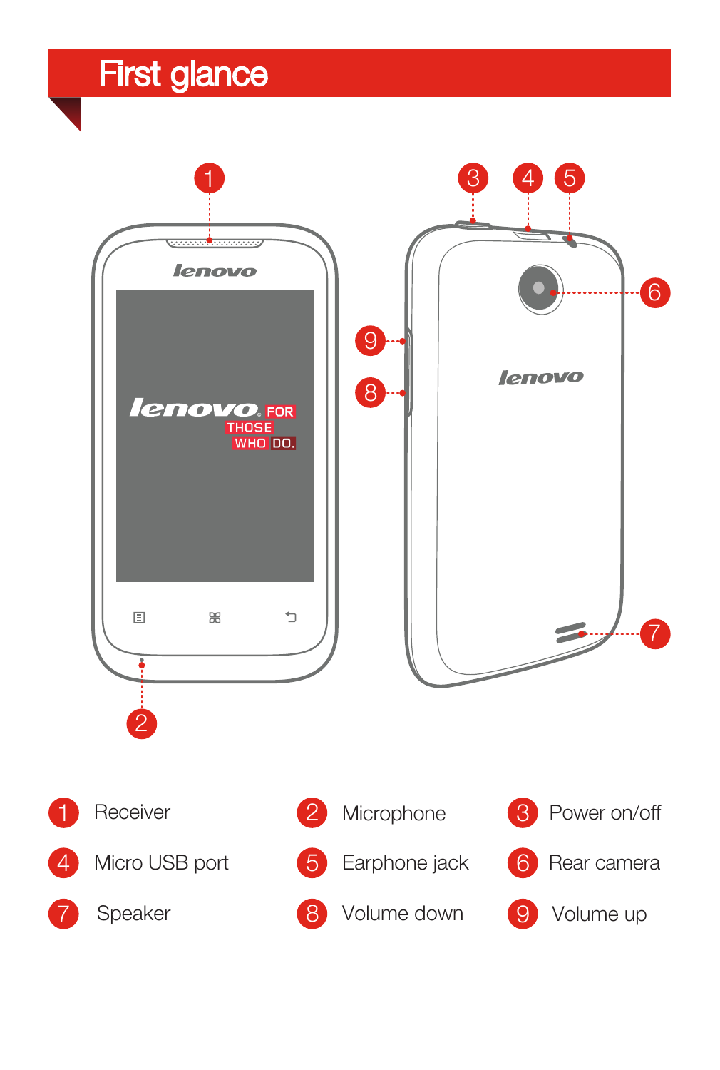# First glance

| | | | | | |
|---|---|---|---|---|---|
| 1 | Receiver | 2 | Microphone | 3 | Power on/off |
| 4 | Micro USB port | 5 | Earphone jack | 6 | Rear camera |
| 7 | Speaker | 8 | Volume down | 9 | Volume up |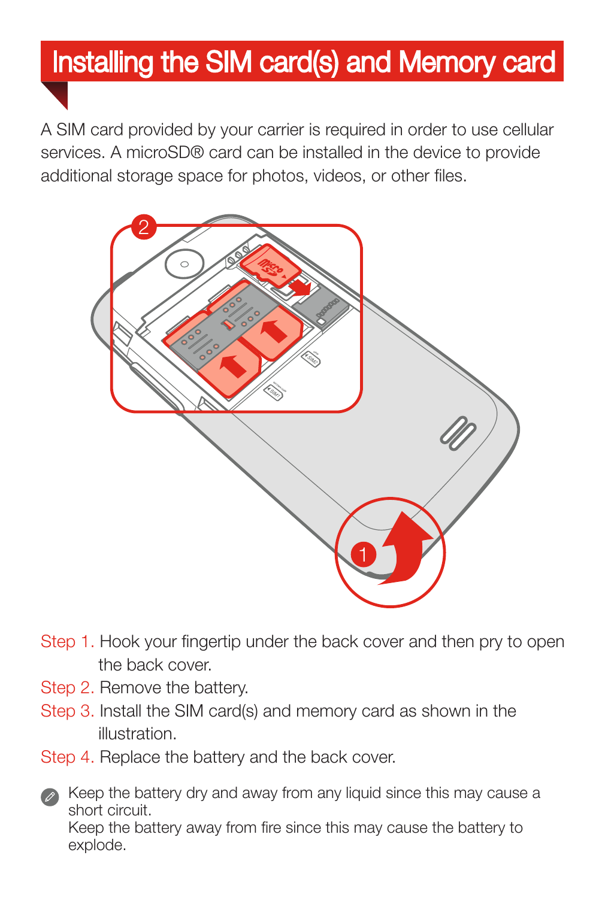# Installing the SIM card(s) and Memory card

A SIM card provided by your carrier is required in order to use cellular services. A microSD® card can be installed in the device to provide additional storage space for photos, videos, or other files.

Step 1. Hook your fingertip under the back cover and then pry to open the back cover.

Step 2. Remove the battery.

Step 3. Install the SIM card(s) and memory card as shown in the illustration.

Step 4. Replace the battery and the back cover.

Keep the battery dry and away from any liquid since this may cause a short circuit.
Keep the battery away from fire since this may cause the battery to explode.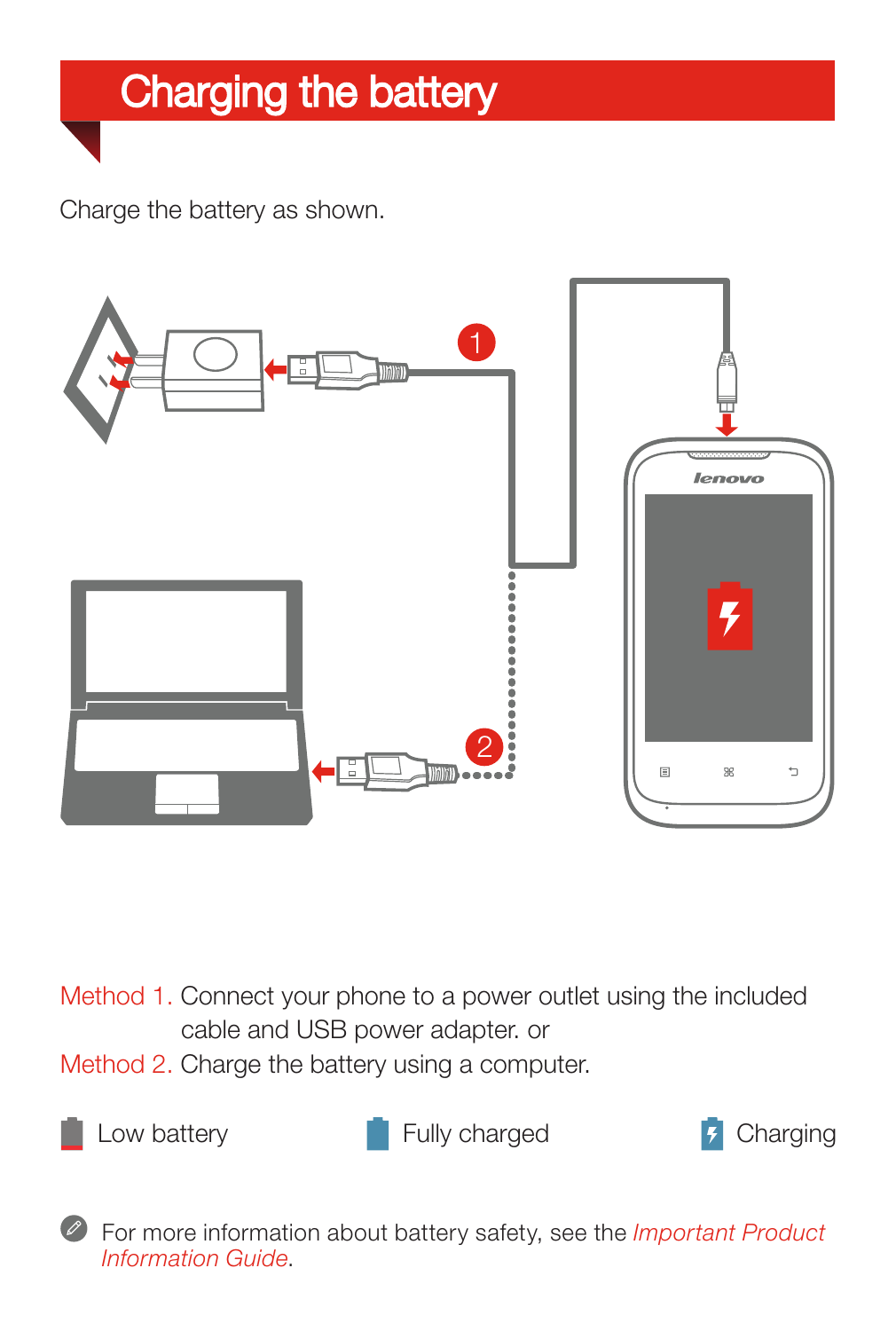# Charging the battery

Charge the battery as shown.

1

2

Method 1. Connect your phone to a power outlet using the included cable and USB power adapter. or

Method 2. Charge the battery using a computer.

Low battery    Fully charged    Charging

For more information about battery safety, see the *Important Product Information Guide*.